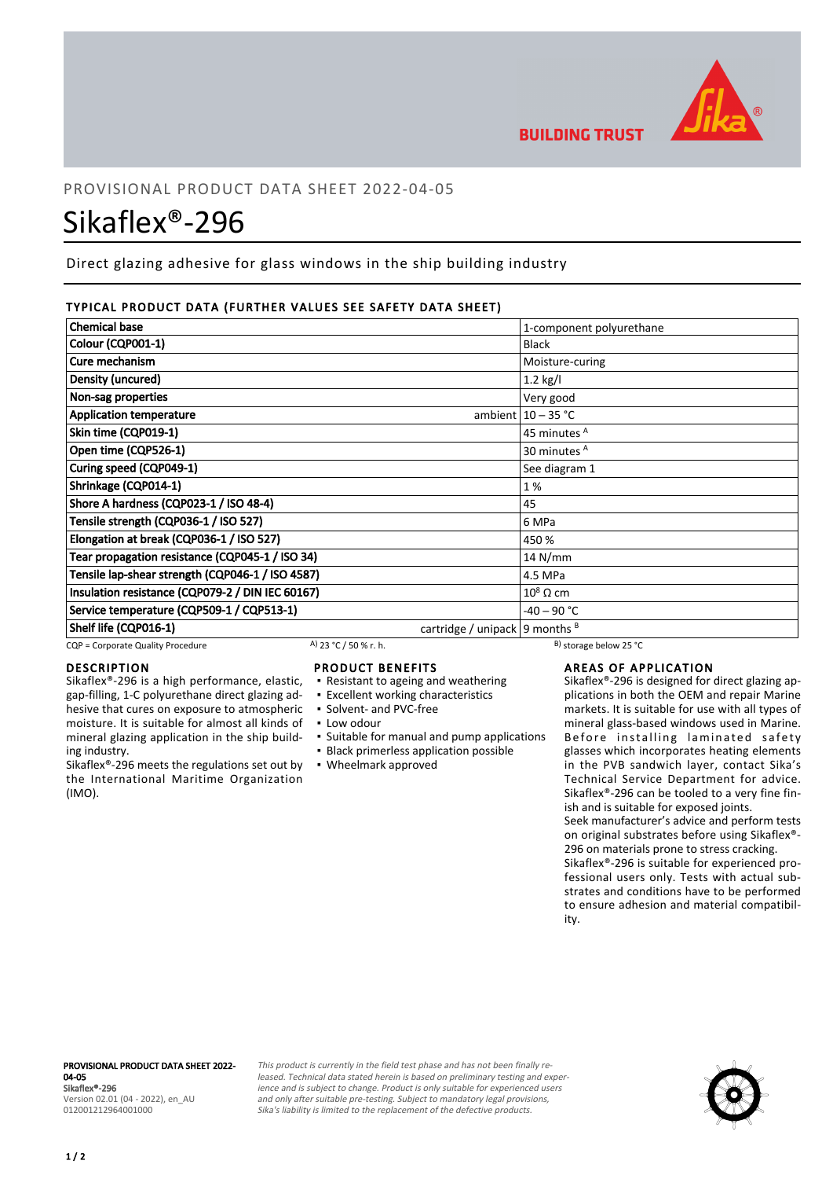BUILDING TRUST

PROVISIONAL PRODUCT DATA SHEET 2022-04-05

# Sikaflex®-296

Direct glazing adhesive for glass windows in the ship building industry

## TYPICAL PRODUCT DATA (FURTHER VALUES SEE SAFETY DATA SHEET)

| Property | | Value |
|---|---|---|
| Chemical base | | 1-component polyurethane |
| Colour (CQP001-1) | | Black |
| Cure mechanism | | Moisture-curing |
| Density (uncured) | | 1.2 kg/l |
| Non-sag properties | | Very good |
| Application temperature | ambient | 10 – 35 °C |
| Skin time (CQP019-1) | | 45 minutes [A] |
| Open time (CQP526-1) | | 30 minutes [A] |
| Curing speed (CQP049-1) | | See diagram 1 |
| Shrinkage (CQP014-1) | | 1 % |
| Shore A hardness (CQP023-1 / ISO 48-4) | | 45 |
| Tensile strength (CQP036-1 / ISO 527) | | 6 MPa |
| Elongation at break (CQP036-1 / ISO 527) | | 450 % |
| Tear propagation resistance (CQP045-1 / ISO 34) | | 14 N/mm |
| Tensile lap-shear strength (CQP046-1 / ISO 4587) | | 4.5 MPa |
| Insulation resistance (CQP079-2 / DIN IEC 60167) | | $10^8$ Ω cm |
| Service temperature (CQP509-1 / CQP513-1) | | -40 – 90 °C |
| Shelf life (CQP016-1) | cartridge / unipack | 9 months [B] |

CQP = Corporate Quality Procedure A) 23 °C / 50 % r. h. B) storage below 25 °C

## DESCRIPTION

Sikaflex®-296 is a high performance, elastic, gap-filling, 1-C polyurethane direct glazing adhesive that cures on exposure to atmospheric moisture. It is suitable for almost all kinds of mineral glazing application in the ship building industry.

Sikaflex®-296 meets the regulations set out by the International Maritime Organization (IMO).

## PRODUCT BENEFITS

- Resistant to ageing and weathering
- Excellent working characteristics
- Solvent- and PVC-free
- Low odour
- Suitable for manual and pump applications
- Black primerless application possible
- Wheelmark approved

## AREAS OF APPLICATION

Sikaflex®-296 is designed for direct glazing applications in both the OEM and repair Marine markets. It is suitable for use with all types of mineral glass-based windows used in Marine. Before installing laminated safety glasses which incorporates heating elements in the PVB sandwich layer, contact Sika's Technical Service Department for advice. Sikaflex®-296 can be tooled to a very fine finish and is suitable for exposed joints.

Seek manufacturer's advice and perform tests on original substrates before using Sikaflex®-296 on materials prone to stress cracking.

Sikaflex®-296 is suitable for experienced professional users only. Tests with actual substrates and conditions have to be performed to ensure adhesion and material compatibility.

**PROVISIONAL PRODUCT DATA SHEET 2022-04-05**
**Sikaflex®-296**
Version 02.01 (04 - 2022), en_AU
012001212964001000

*This product is currently in the field test phase and has not been finally released. Technical data stated herein is based on preliminary testing and experience and is subject to change. Product is only suitable for experienced users and only after suitable pre-testing. Subject to mandatory legal provisions, Sika's liability is limited to the replacement of the defective products.*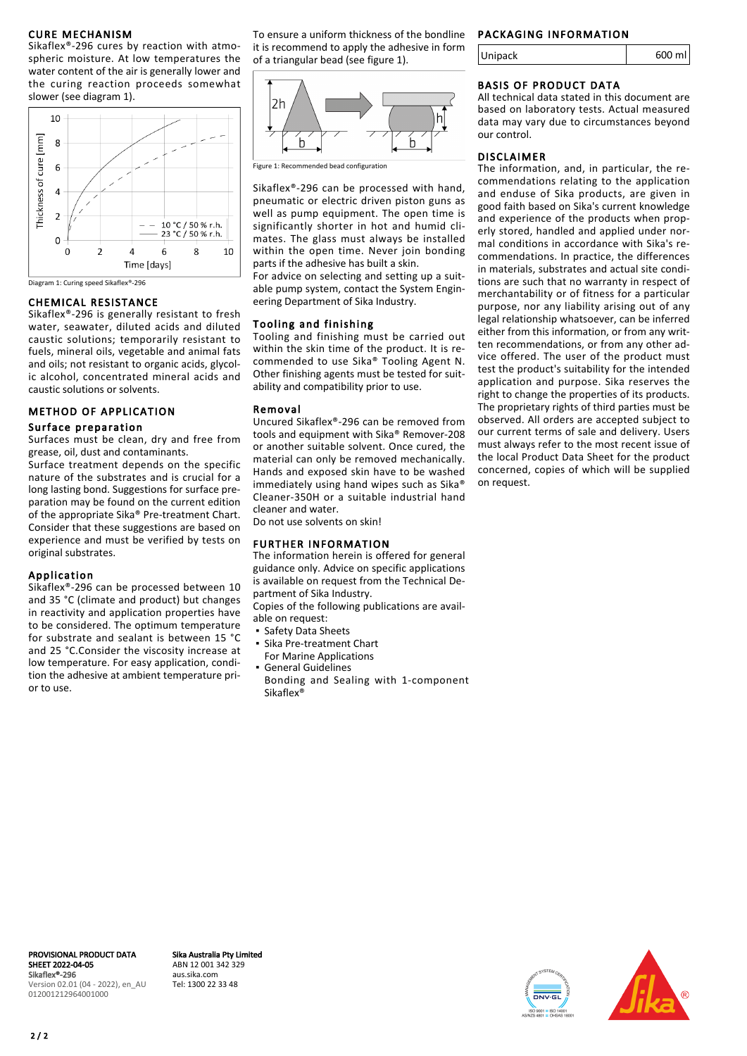## CURE MECHANISM

Sikaflex®-296 cures by reaction with atmospheric moisture. At low temperatures the water content of the air is generally lower and the curing reaction proceeds somewhat slower (see diagram 1).

Thickness of cure [mm]

10
8
6
4
2
0

0 2 4 6 8 10

Time [days]

10 °C / 50 % r.h.
23 °C / 50 % r.h.

Diagram 1: Curing speed Sikaflex®-296

## CHEMICAL RESISTANCE

Sikaflex®-296 is generally resistant to fresh water, seawater, diluted acids and diluted caustic solutions; temporarily resistant to fuels, mineral oils, vegetable and animal fats and oils; not resistant to organic acids, glycolic alcohol, concentrated mineral acids and caustic solutions or solvents.

## METHOD OF APPLICATION

### Surface preparation

Surfaces must be clean, dry and free from grease, oil, dust and contaminants.
Surface treatment depends on the specific nature of the substrates and is crucial for a long lasting bond. Suggestions for surface preparation may be found on the current edition of the appropriate Sika® Pre-treatment Chart. Consider that these suggestions are based on experience and must be verified by tests on original substrates.

### Application

Sikaflex®-296 can be processed between 10 and 35 °C (climate and product) but changes in reactivity and application properties have to be considered. The optimum temperature for substrate and sealant is between 15 °C and 25 °C.Consider the viscosity increase at low temperature. For easy application, condition the adhesive at ambient temperature prior to use.

To ensure a uniform thickness of the bondline it is recommend to apply the adhesive in form of a triangular bead (see figure 1).

2h
b
h
b

Figure 1: Recommended bead configuration

Sikaflex®-296 can be processed with hand, pneumatic or electric driven piston guns as well as pump equipment. The open time is significantly shorter in hot and humid climates. The glass must always be installed within the open time. Never join bonding parts if the adhesive has built a skin.
For advice on selecting and setting up a suitable pump system, contact the System Engineering Department of Sika Industry.

### Tooling and finishing

Tooling and finishing must be carried out within the skin time of the product. It is recommended to use Sika® Tooling Agent N. Other finishing agents must be tested for suitability and compatibility prior to use.

### Removal

Uncured Sikaflex®-296 can be removed from tools and equipment with Sika® Remover-208 or another suitable solvent. Once cured, the material can only be removed mechanically. Hands and exposed skin have to be washed immediately using hand wipes such as Sika® Cleaner-350H or a suitable industrial hand cleaner and water.
Do not use solvents on skin!

## FURTHER INFORMATION

The information herein is offered for general guidance only. Advice on specific applications is available on request from the Technical Department of Sika Industry.
Copies of the following publications are available on request:

- Safety Data Sheets
- Sika Pre-treatment Chart
  For Marine Applications
- General Guidelines
  Bonding and Sealing with 1-component Sikaflex®

## PACKAGING INFORMATION

| | |
|---|---|
| Unipack | 600 ml |

## BASIS OF PRODUCT DATA

All technical data stated in this document are based on laboratory tests. Actual measured data may vary due to circumstances beyond our control.

## DISCLAIMER

The information, and, in particular, the recommendations relating to the application and enduse of Sika products, are given in good faith based on Sika's current knowledge and experience of the products when properly stored, handled and applied under normal conditions in accordance with Sika's recommendations. In practice, the differences in materials, substrates and actual site conditions are such that no warranty in respect of merchantability or of fitness for a particular purpose, nor any liability arising out of any legal relationship whatsoever, can be inferred either from this information, or from any written recommendations, or from any other advice offered. The user of the product must test the product's suitability for the intended application and purpose. Sika reserves the right to change the properties of its products. The proprietary rights of third parties must be observed. All orders are accepted subject to our current terms of sale and delivery. Users must always refer to the most recent issue of the local Product Data Sheet for the product concerned, copies of which will be supplied on request.

**PROVISIONAL PRODUCT DATA SHEET 2022-04-05**
**Sikaflex®-296**
Version 02.01 (04 - 2022), en_AU
012001212964001000

**Sika Australia Pty Limited**
ABN 12 001 342 329
aus.sika.com
Tel: 1300 22 33 48